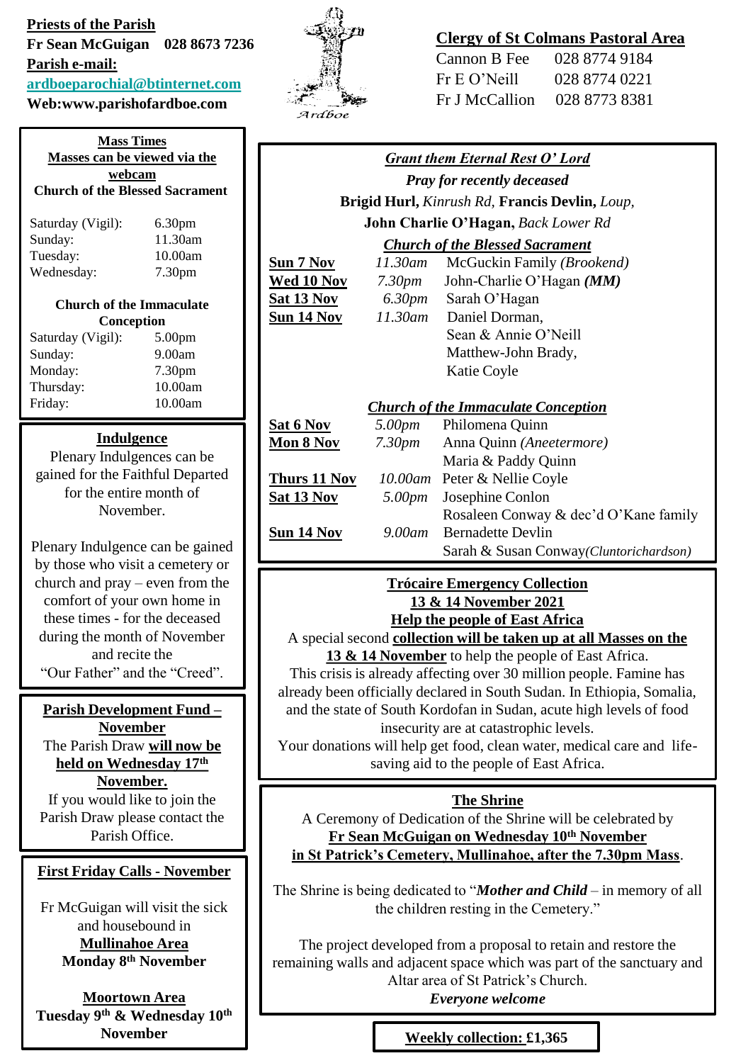**Priests of the Parish**

**Fr Sean McGuigan 028 8673 7236**

**Parish e-mail:**

**ardboeparochial@btinternet.com**

**Web:www.parishofardboe.com**

Ardboe

**Clergy of St Colmans Pastoral Area**

Cannon B Fee 028 8774 9184

Fr E O'Neill 028 8774 0221

Fr J McCallion 028 8773 8381

## Mass Times

**Masses can be viewed via the webcam**

**Church of the Blessed Sacrament**

| | |
|---|---|
| Saturday (Vigil): | 6.30pm |
| Sunday: | 11.30am |
| Tuesday: | 10.00am |
| Wednesday: | 7.30pm |

**Church of the Immaculate Conception**

| | |
|---|---|
| Saturday (Vigil): | 5.00pm |
| Sunday: | 9.00am |
| Monday: | 7.30pm |
| Thursday: | 10.00am |
| Friday: | 10.00am |

## Indulgence

Plenary Indulgences can be gained for the Faithful Departed for the entire month of November.

Plenary Indulgence can be gained by those who visit a cemetery or church and pray – even from the comfort of your own home in these times - for the deceased during the month of November and recite the "Our Father" and the "Creed".

## Parish Development Fund – November

The Parish Draw **will now be held on Wednesday 17th November.**

If you would like to join the Parish Draw please contact the Parish Office.

## First Friday Calls - November

Fr McGuigan will visit the sick and housebound in

**Mullinahoe Area**
**Monday 8th November**

**Moortown Area**
**Tuesday 9th & Wednesday 10th November**

## *Grant them Eternal Rest O' Lord*

***Pray for recently deceased***

**Brigid Hurl,** *Kinrush Rd,* **Francis Devlin,** *Loup,*
**John Charlie O'Hagan,** *Back Lower Rd*

### *Church of the Blessed Sacrament*

| | | |
|---|---|---|
| **Sun 7 Nov** | *11.30am* | McGuckin Family *(Brookend)* |
| **Wed 10 Nov** | *7.30pm* | John-Charlie O'Hagan ***(MM)*** |
| **Sat 13 Nov** | *6.30pm* | Sarah O'Hagan |
| **Sun 14 Nov** | *11.30am* | Daniel Dorman, Sean & Annie O'Neill, Matthew-John Brady, Katie Coyle |

### *Church of the Immaculate Conception*

| | | |
|---|---|---|
| **Sat 6 Nov** | *5.00pm* | Philomena Quinn |
| **Mon 8 Nov** | *7.30pm* | Anna Quinn *(Aneetermore)*, Maria & Paddy Quinn |
| **Thurs 11 Nov** | *10.00am* | Peter & Nellie Coyle |
| **Sat 13 Nov** | *5.00pm* | Josephine Conlon, Rosaleen Conway & dec'd O'Kane family |
| **Sun 14 Nov** | *9.00am* | Bernadette Devlin, Sarah & Susan Conway*(Cluntorichardson)* |

## Trócaire Emergency Collection

**13 & 14 November 2021**

**Help the people of East Africa**

A special second **collection will be taken up at all Masses on the 13 & 14 November** to help the people of East Africa.

This crisis is already affecting over 30 million people. Famine has already been officially declared in South Sudan. In Ethiopia, Somalia, and the state of South Kordofan in Sudan, acute high levels of food insecurity are at catastrophic levels.

Your donations will help get food, clean water, medical care and life-saving aid to the people of East Africa.

## The Shrine

A Ceremony of Dedication of the Shrine will be celebrated by **Fr Sean McGuigan on Wednesday 10th November in St Patrick's Cemetery, Mullinahoe, after the 7.30pm Mass**.

The Shrine is being dedicated to "***Mother and Child*** – in memory of all the children resting in the Cemetery."

The project developed from a proposal to retain and restore the remaining walls and adjacent space which was part of the sanctuary and Altar area of St Patrick's Church.

***Everyone welcome***

**Weekly collection: £1,365**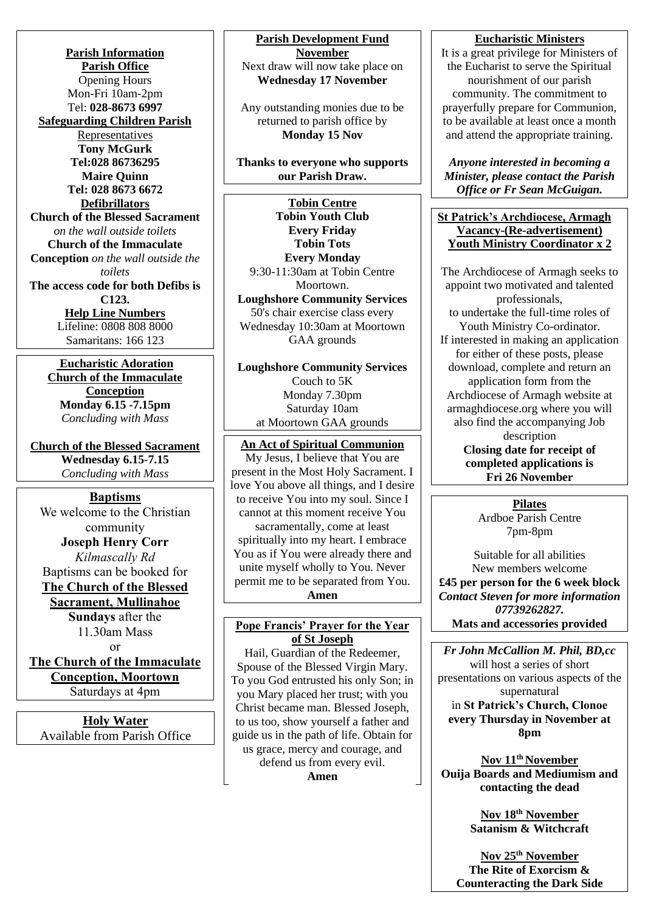**Parish Information**

**Parish Office**

Opening Hours
Mon-Fri 10am-2pm
Tel: **028-8673 6997**

**Safeguarding Children Parish**
Representatives
**Tony McGurk**
**Tel:028 86736295**
**Maire Quinn**
**Tel: 028 8673 6672**

**Defibrillators**

**Church of the Blessed Sacrament** *on the wall outside toilets*
**Church of the Immaculate Conception** *on the wall outside the toilets*
**The access code for both Defibs is C123.**

**Help Line Numbers**

Lifeline: 0808 808 8000
Samaritans: 166 123

**Eucharistic Adoration**

**Church of the Immaculate Conception**
**Monday 6.15 -7.15pm**
*Concluding with Mass*

**Church of the Blessed Sacrament**
**Wednesday 6.15-7.15**
*Concluding with Mass*

**Baptisms**

We welcome to the Christian community
**Joseph Henry Corr**
*Kilmascally Rd*
Baptisms can be booked for
**The Church of the Blessed Sacrament, Mullinahoe**
**Sundays** after the 11.30am Mass
or
**The Church of the Immaculate Conception, Moortown**
Saturdays at 4pm

**Holy Water**

Available from Parish Office

**Parish Development Fund November**

Next draw will now take place on **Wednesday 17 November**

Any outstanding monies due to be returned to parish office by **Monday 15 Nov**

**Thanks to everyone who supports our Parish Draw.**

**Tobin Centre**

**Tobin Youth Club**
**Every Friday**
**Tobin Tots**
**Every Monday**
9:30-11:30am at Tobin Centre Moortown.
**Loughshore Community Services**
50's chair exercise class every Wednesday 10:30am at Moortown GAA grounds

**Loughshore Community Services**
Couch to 5K
Monday 7.30pm
Saturday 10am
at Moortown GAA grounds

**An Act of Spiritual Communion**

My Jesus, I believe that You are present in the Most Holy Sacrament. I love You above all things, and I desire to receive You into my soul. Since I cannot at this moment receive You sacramentally, come at least spiritually into my heart. I embrace You as if You were already there and unite myself wholly to You. Never permit me to be separated from You.
**Amen**

**Pope Francis' Prayer for the Year of St Joseph**

Hail, Guardian of the Redeemer, Spouse of the Blessed Virgin Mary. To you God entrusted his only Son; in you Mary placed her trust; with you Christ became man. Blessed Joseph, to us too, show yourself a father and guide us in the path of life. Obtain for us grace, mercy and courage, and defend us from every evil.
**Amen**

**Eucharistic Ministers**

It is a great privilege for Ministers of the Eucharist to serve the Spiritual nourishment of our parish community. The commitment to prayerfully prepare for Communion, to be available at least once a month and attend the appropriate training.

***Anyone interested in becoming a Minister, please contact the Parish Office or Fr Sean McGuigan.***

**St Patrick's Archdiocese, Armagh Vacancy-(Re-advertisement) Youth Ministry Coordinator x 2**

The Archdiocese of Armagh seeks to appoint two motivated and talented professionals,
to undertake the full-time roles of Youth Ministry Co-ordinator.
If interested in making an application for either of these posts, please download, complete and return an application form from the Archdiocese of Armagh website at armaghdiocese.org where you will also find the accompanying Job description
**Closing date for receipt of completed applications is Fri 26 November**

**Pilates**

Ardboe Parish Centre
7pm-8pm

Suitable for all abilities
New members welcome
**£45 per person for the 6 week block**
***Contact Steven for more information 07739262827.***
**Mats and accessories provided**

***Fr John McCallion M. Phil, BD,cc*** will host a series of short presentations on various aspects of the supernatural
in **St Patrick's Church, Clonoe every Thursday in November at 8pm**

**Nov 11th November**
**Ouija Boards and Mediumism and contacting the dead**

**Nov 18th November**
**Satanism & Witchcraft**

**Nov 25th November**
**The Rite of Exorcism & Counteracting the Dark Side**